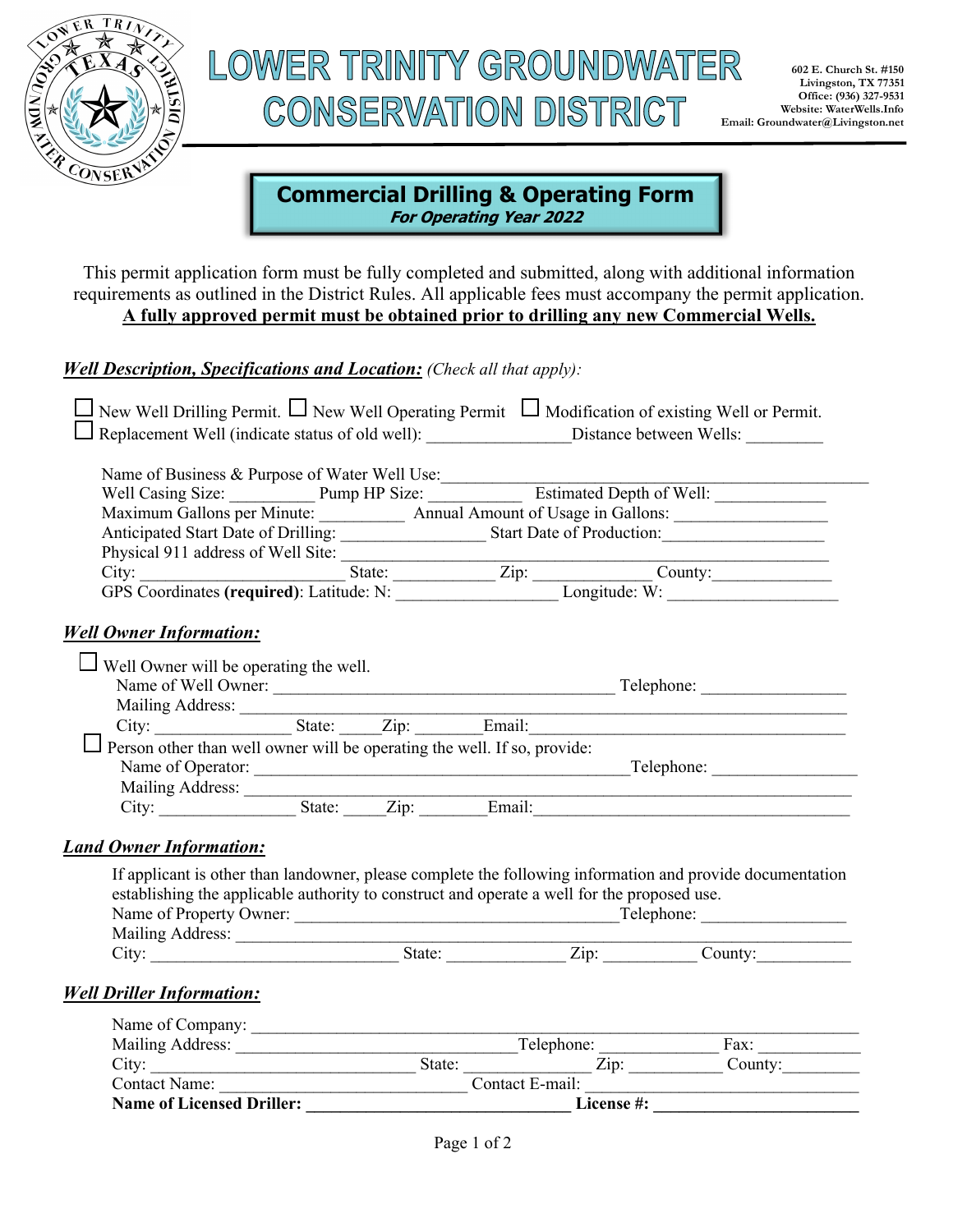# LOWER TRINITY GROUNDWATER CONSERVATION DISTRICT

602 E. Church St. #150
Livingston, TX 77351
Office: (936) 327-9531
Website: WaterWells.Info
Email: Groundwater@Livingston.net

## Commercial Drilling & Operating Form

***For Operating Year 2022***

This permit application form must be fully completed and submitted, along with additional information requirements as outlined in the District Rules. All applicable fees must accompany the permit application.

**A fully approved permit must be obtained prior to drilling any new Commercial Wells.**

### ***Well Description, Specifications and Location:*** *(Check all that apply):*

☐ New Well Drilling Permit. ☐ New Well Operating Permit ☐ Modification of existing Well or Permit.
☐ Replacement Well (indicate status of old well): ________________Distance between Wells: _________

Name of Business & Purpose of Water Well Use:___________________________________________________
Well Casing Size: __________ Pump HP Size: ___________ Estimated Depth of Well: _____________
Maximum Gallons per Minute: __________ Annual Amount of Usage in Gallons: __________________
Anticipated Start Date of Drilling: _________________ Start Date of Production:___________________
Physical 911 address of Well Site: _____________________________________________________________
City: ___________________________ State: ____________ Zip: ______________ County:______________
GPS Coordinates **(required)**: Latitude: N: ___________________ Longitude: W: ____________________

### ***Well Owner Information:***

☐ Well Owner will be operating the well.
Name of Well Owner: ____________________________________________ Telephone: ________________
Mailing Address: ______________________________________________________________________________
City: ________________ State: _____Zip: ________Email:________________________________________
☐ Person other than well owner will be operating the well. If so, provide:
Name of Operator: ________________________________________________Telephone: ________________
Mailing Address: ______________________________________________________________________________
City: ________________ State: _____Zip: ________Email:________________________________________

### ***Land Owner Information:***

If applicant is other than landowner, please complete the following information and provide documentation establishing the applicable authority to construct and operate a well for the proposed use.
Name of Property Owner: __________________________________________Telephone: _________________
Mailing Address: ______________________________________________________________________________
City: ______________________________ State: ______________ Zip: ___________ County:___________

### ***Well Driller Information:***

Name of Company: _____________________________________________________________________________
Mailing Address: __________________________________Telephone: ______________ Fax: ____________
City: _______________________________ State: _______________ Zip: ___________ County:_________
Contact Name: ________________________________ Contact E-mail: ________________________________
**Name of Licensed Driller: __________________________________ License #: _________________________**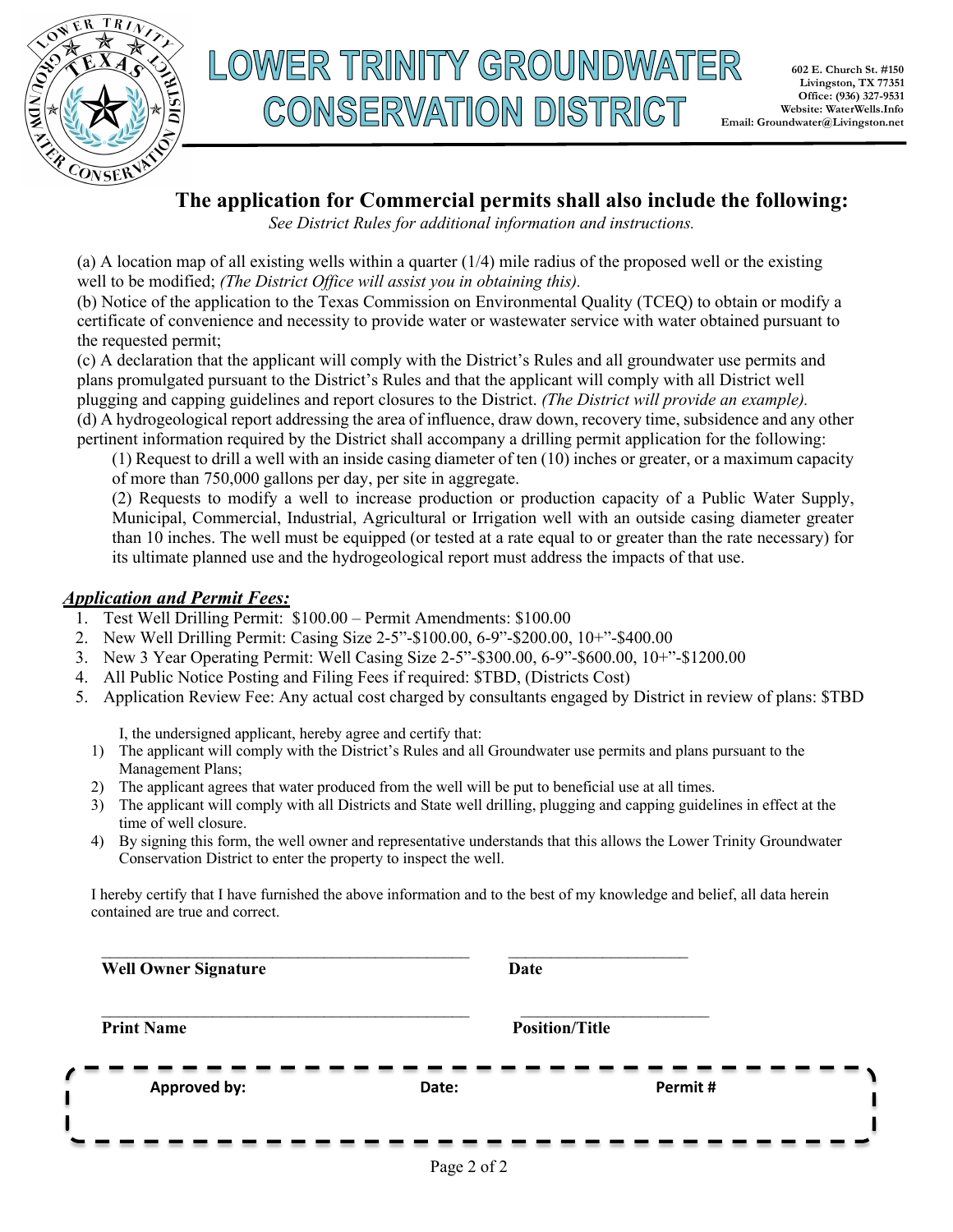# LOWER TRINITY GROUNDWATER CONSERVATION DISTRICT

602 E. Church St. #150
Livingston, TX 77351
Office: (936) 327-9531
Website: WaterWells.Info
Email: Groundwater@Livingston.net

## The application for Commercial permits shall also include the following:

*See District Rules for additional information and instructions.*

(a) A location map of all existing wells within a quarter (1/4) mile radius of the proposed well or the existing well to be modified; *(The District Office will assist you in obtaining this).*
(b) Notice of the application to the Texas Commission on Environmental Quality (TCEQ) to obtain or modify a certificate of convenience and necessity to provide water or wastewater service with water obtained pursuant to the requested permit;
(c) A declaration that the applicant will comply with the District's Rules and all groundwater use permits and plans promulgated pursuant to the District's Rules and that the applicant will comply with all District well plugging and capping guidelines and report closures to the District. *(The District will provide an example).*
(d) A hydrogeological report addressing the area of influence, draw down, recovery time, subsidence and any other pertinent information required by the District shall accompany a drilling permit application for the following:

(1) Request to drill a well with an inside casing diameter of ten (10) inches or greater, or a maximum capacity of more than 750,000 gallons per day, per site in aggregate.

(2) Requests to modify a well to increase production or production capacity of a Public Water Supply, Municipal, Commercial, Industrial, Agricultural or Irrigation well with an outside casing diameter greater than 10 inches. The well must be equipped (or tested at a rate equal to or greater than the rate necessary) for its ultimate planned use and the hydrogeological report must address the impacts of that use.

### ***Application and Permit Fees:***

1. Test Well Drilling Permit: $100.00 – Permit Amendments: $100.00
2. New Well Drilling Permit: Casing Size 2-5"-$100.00, 6-9"-$200.00, 10+"-$400.00
3. New 3 Year Operating Permit: Well Casing Size 2-5"-$300.00, 6-9"-$600.00, 10+"-$1200.00
4. All Public Notice Posting and Filing Fees if required: $TBD, (Districts Cost)
5. Application Review Fee: Any actual cost charged by consultants engaged by District in review of plans: $TBD

I, the undersigned applicant, hereby agree and certify that:

1) The applicant will comply with the District's Rules and all Groundwater use permits and plans pursuant to the Management Plans;
2) The applicant agrees that water produced from the well will be put to beneficial use at all times.
3) The applicant will comply with all Districts and State well drilling, plugging and capping guidelines in effect at the time of well closure.
4) By signing this form, the well owner and representative understands that this allows the Lower Trinity Groundwater Conservation District to enter the property to inspect the well.

I hereby certify that I have furnished the above information and to the best of my knowledge and belief, all data herein contained are true and correct.

\_\_\_\_\_\_\_\_\_\_\_\_\_\_\_\_\_\_\_\_\_\_\_\_\_\_\_\_\_\_\_\_\_\_\_\_\_\_\_\_ \_\_\_\_\_\_\_\_\_\_\_\_\_\_\_\_\_\_\_\_
**Well Owner Signature** **Date**

\_\_\_\_\_\_\_\_\_\_\_\_\_\_\_\_\_\_\_\_\_\_\_\_\_\_\_\_\_\_\_\_\_\_\_\_\_\_\_\_ \_\_\_\_\_\_\_\_\_\_\_\_\_\_\_\_\_\_\_\_
**Print Name** **Position/Title**

**Approved by:** **Date:** **Permit #**